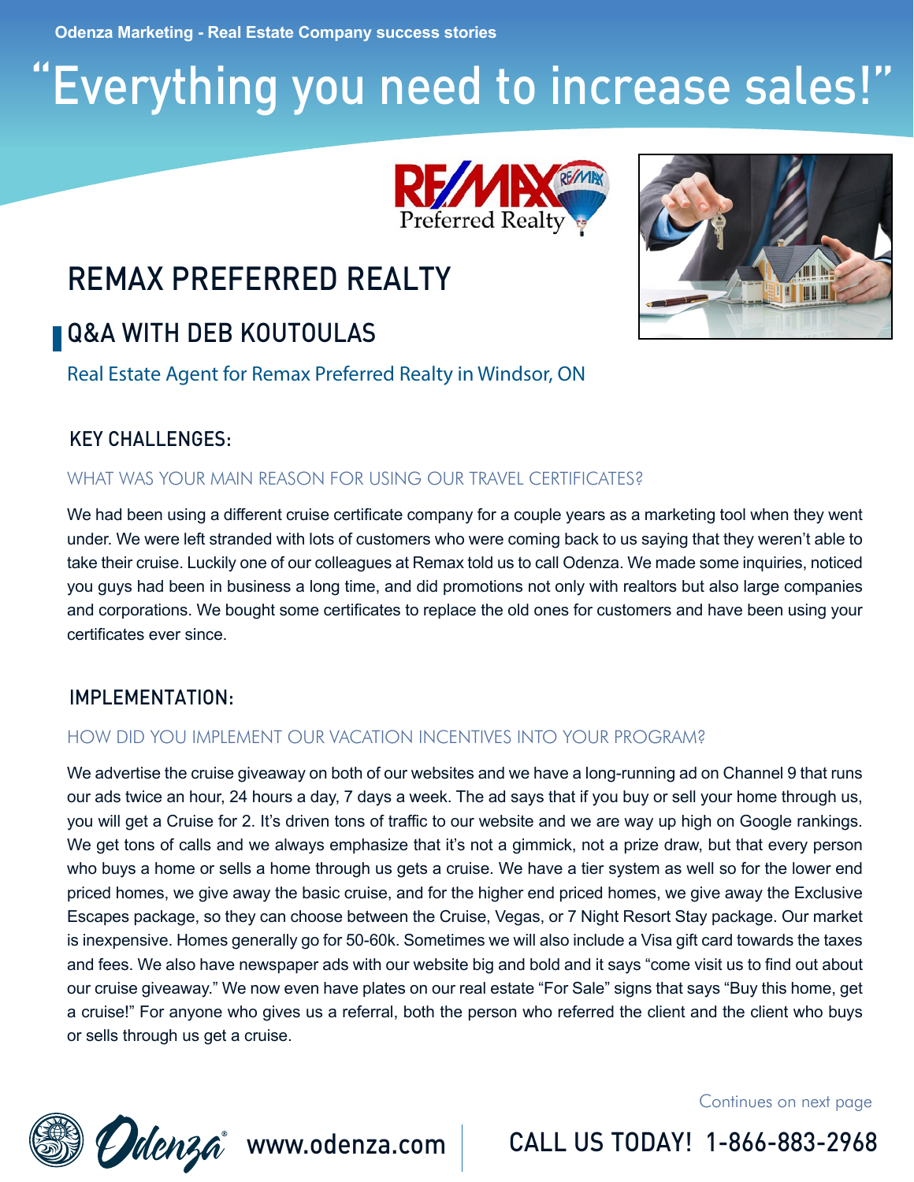Odenza Marketing - Real Estate Company success stories

# "Everything you need to increase sales!"

## REMAX PREFERRED REALTY

### Q&A WITH DEB KOUTOULAS

Real Estate Agent for Remax Preferred Realty in Windsor, ON

### KEY CHALLENGES:

WHAT WAS YOUR MAIN REASON FOR USING OUR TRAVEL CERTIFICATES?

We had been using a different cruise certificate company for a couple years as a marketing tool when they went under. We were left stranded with lots of customers who were coming back to us saying that they weren't able to take their cruise. Luckily one of our colleagues at Remax told us to call Odenza. We made some inquiries, noticed you guys had been in business a long time, and did promotions not only with realtors but also large companies and corporations. We bought some certificates to replace the old ones for customers and have been using your certificates ever since.

### IMPLEMENTATION:

HOW DID YOU IMPLEMENT OUR VACATION INCENTIVES INTO YOUR PROGRAM?

We advertise the cruise giveaway on both of our websites and we have a long-running ad on Channel 9 that runs our ads twice an hour, 24 hours a day, 7 days a week. The ad says that if you buy or sell your home through us, you will get a Cruise for 2. It's driven tons of traffic to our website and we are way up high on Google rankings. We get tons of calls and we always emphasize that it's not a gimmick, not a prize draw, but that every person who buys a home or sells a home through us gets a cruise. We have a tier system as well so for the lower end priced homes, we give away the basic cruise, and for the higher end priced homes, we give away the Exclusive Escapes package, so they can choose between the Cruise, Vegas, or 7 Night Resort Stay package. Our market is inexpensive. Homes generally go for 50-60k. Sometimes we will also include a Visa gift card towards the taxes and fees. We also have newspaper ads with our website big and bold and it says "come visit us to find out about our cruise giveaway." We now even have plates on our real estate "For Sale" signs that says "Buy this home, get a cruise!" For anyone who gives us a referral, both the person who referred the client and the client who buys or sells through us get a cruise.

Continues on next page

www.odenza.com | CALL US TODAY! 1-866-883-2968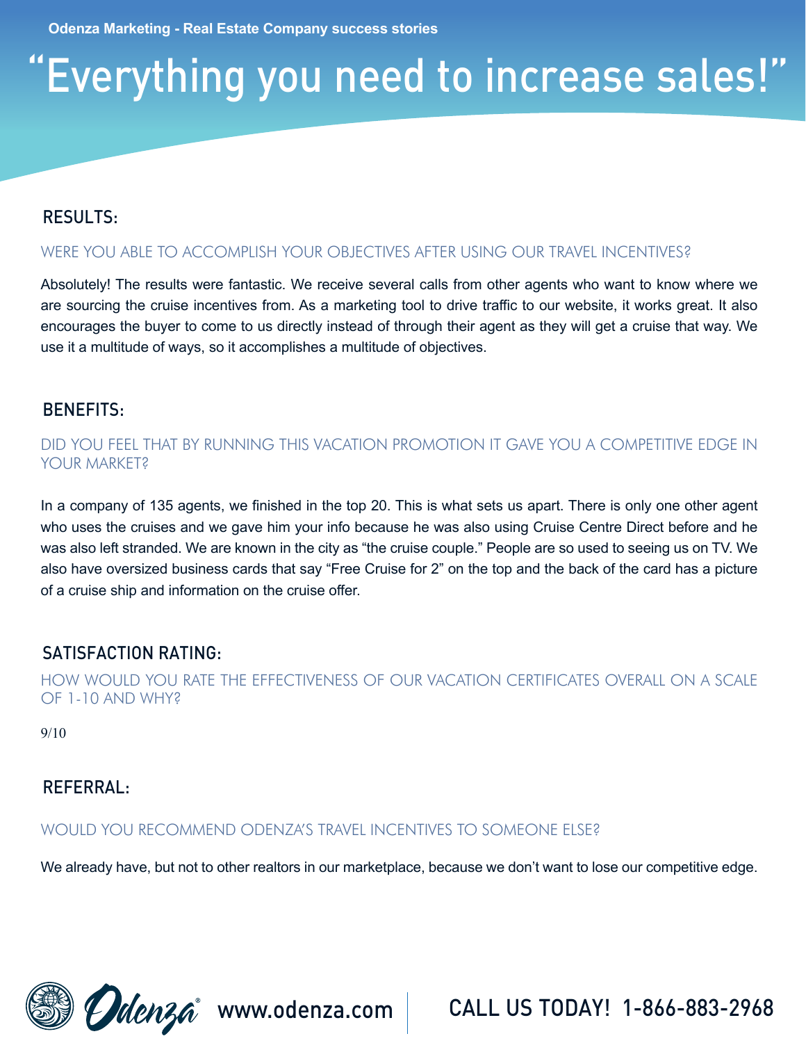Odenza Marketing - Real Estate Company success stories

# "Everything you need to increase sales!"

## RESULTS:

### WERE YOU ABLE TO ACCOMPLISH YOUR OBJECTIVES AFTER USING OUR TRAVEL INCENTIVES?

Absolutely! The results were fantastic. We receive several calls from other agents who want to know where we are sourcing the cruise incentives from. As a marketing tool to drive traffic to our website, it works great. It also encourages the buyer to come to us directly instead of through their agent as they will get a cruise that way. We use it a multitude of ways, so it accomplishes a multitude of objectives.

## BENEFITS:

### DID YOU FEEL THAT BY RUNNING THIS VACATION PROMOTION IT GAVE YOU A COMPETITIVE EDGE IN YOUR MARKET?

In a company of 135 agents, we finished in the top 20. This is what sets us apart. There is only one other agent who uses the cruises and we gave him your info because he was also using Cruise Centre Direct before and he was also left stranded. We are known in the city as "the cruise couple." People are so used to seeing us on TV. We also have oversized business cards that say "Free Cruise for 2" on the top and the back of the card has a picture of a cruise ship and information on the cruise offer.

## SATISFACTION RATING:

### HOW WOULD YOU RATE THE EFFECTIVENESS OF OUR VACATION CERTIFICATES OVERALL ON A SCALE OF 1-10 AND WHY?

9/10

## REFERRAL:

### WOULD YOU RECOMMEND ODENZA'S TRAVEL INCENTIVES TO SOMEONE ELSE?

We already have, but not to other realtors in our marketplace, because we don't want to lose our competitive edge.

Odenza® www.odenza.com | CALL US TODAY! 1-866-883-2968